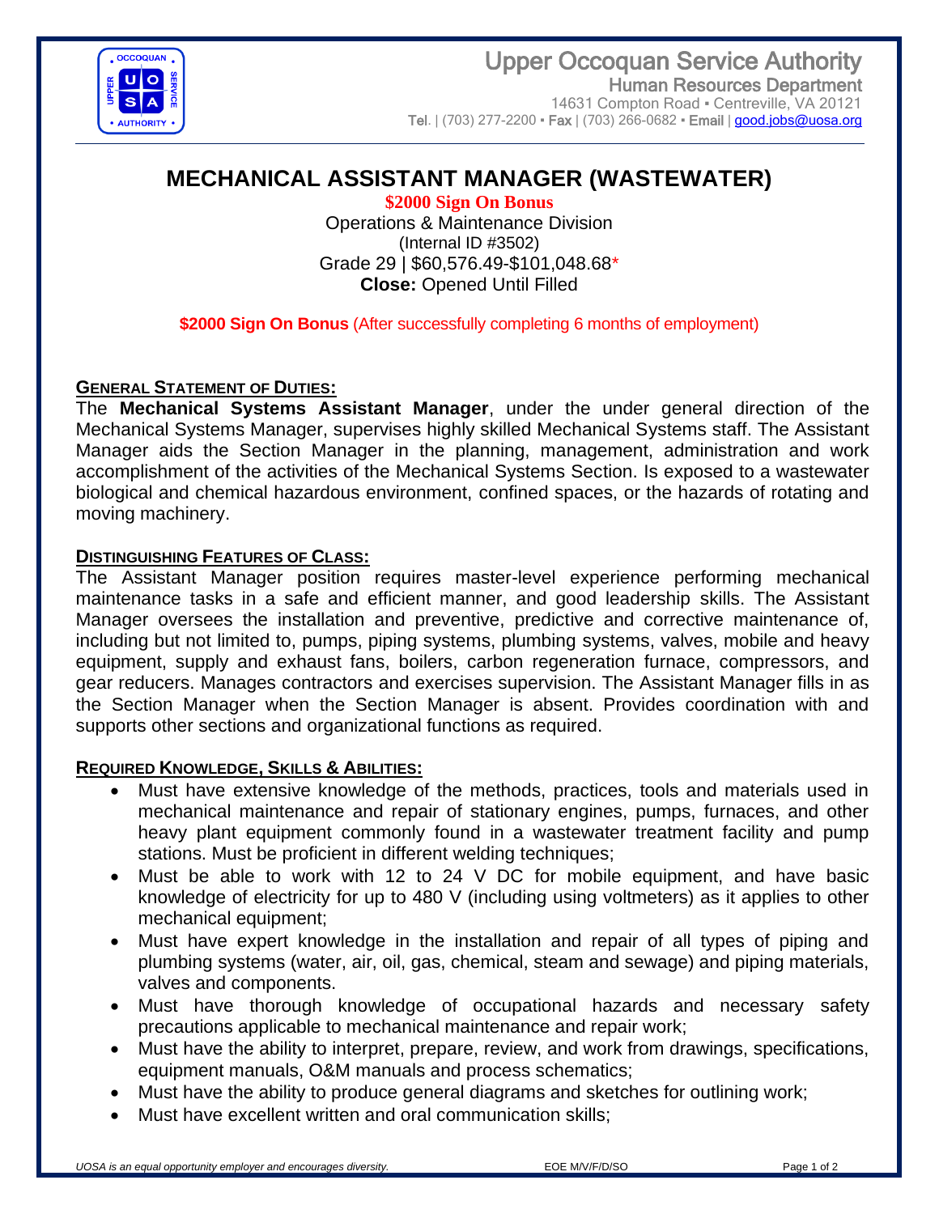Upper Occoquan Service Authority
Human Resources Department
14631 Compton Road ▪ Centreville, VA 20121
Tel. | (703) 277-2200 ▪ Fax | (703) 266-0682 ▪ Email | good.jobs@uosa.org

# MECHANICAL ASSISTANT MANAGER (WASTEWATER)

**$2000 Sign On Bonus**

Operations & Maintenance Division
(Internal ID #3502)
Grade 29 | $60,576.49-$101,048.68*
**Close:** Opened Until Filled

**$2000 Sign On Bonus** (After successfully completing 6 months of employment)

## GENERAL STATEMENT OF DUTIES:

The **Mechanical Systems Assistant Manager**, under the under general direction of the Mechanical Systems Manager, supervises highly skilled Mechanical Systems staff. The Assistant Manager aids the Section Manager in the planning, management, administration and work accomplishment of the activities of the Mechanical Systems Section. Is exposed to a wastewater biological and chemical hazardous environment, confined spaces, or the hazards of rotating and moving machinery.

## DISTINGUISHING FEATURES OF CLASS:

The Assistant Manager position requires master-level experience performing mechanical maintenance tasks in a safe and efficient manner, and good leadership skills. The Assistant Manager oversees the installation and preventive, predictive and corrective maintenance of, including but not limited to, pumps, piping systems, plumbing systems, valves, mobile and heavy equipment, supply and exhaust fans, boilers, carbon regeneration furnace, compressors, and gear reducers. Manages contractors and exercises supervision. The Assistant Manager fills in as the Section Manager when the Section Manager is absent. Provides coordination with and supports other sections and organizational functions as required.

## REQUIRED KNOWLEDGE, SKILLS & ABILITIES:

- Must have extensive knowledge of the methods, practices, tools and materials used in mechanical maintenance and repair of stationary engines, pumps, furnaces, and other heavy plant equipment commonly found in a wastewater treatment facility and pump stations. Must be proficient in different welding techniques;
- Must be able to work with 12 to 24 V DC for mobile equipment, and have basic knowledge of electricity for up to 480 V (including using voltmeters) as it applies to other mechanical equipment;
- Must have expert knowledge in the installation and repair of all types of piping and plumbing systems (water, air, oil, gas, chemical, steam and sewage) and piping materials, valves and components.
- Must have thorough knowledge of occupational hazards and necessary safety precautions applicable to mechanical maintenance and repair work;
- Must have the ability to interpret, prepare, review, and work from drawings, specifications, equipment manuals, O&M manuals and process schematics;
- Must have the ability to produce general diagrams and sketches for outlining work;
- Must have excellent written and oral communication skills;

*UOSA is an equal opportunity employer and encourages diversity.* EOE M/V/F/D/SO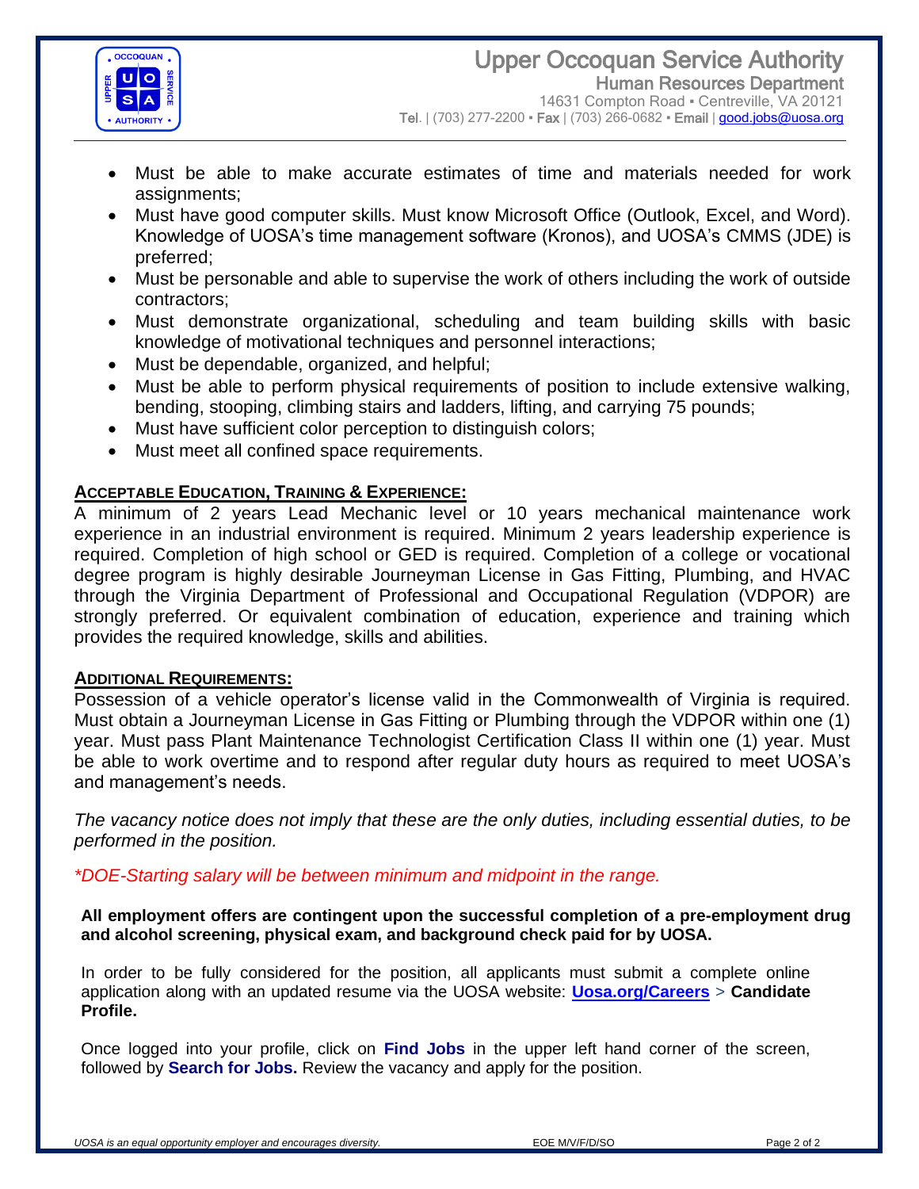- Must be able to make accurate estimates of time and materials needed for work assignments;
- Must have good computer skills. Must know Microsoft Office (Outlook, Excel, and Word). Knowledge of UOSA's time management software (Kronos), and UOSA's CMMS (JDE) is preferred;
- Must be personable and able to supervise the work of others including the work of outside contractors;
- Must demonstrate organizational, scheduling and team building skills with basic knowledge of motivational techniques and personnel interactions;
- Must be dependable, organized, and helpful;
- Must be able to perform physical requirements of position to include extensive walking, bending, stooping, climbing stairs and ladders, lifting, and carrying 75 pounds;
- Must have sufficient color perception to distinguish colors;
- Must meet all confined space requirements.

## ACCEPTABLE EDUCATION, TRAINING & EXPERIENCE:

A minimum of 2 years Lead Mechanic level or 10 years mechanical maintenance work experience in an industrial environment is required. Minimum 2 years leadership experience is required. Completion of high school or GED is required. Completion of a college or vocational degree program is highly desirable Journeyman License in Gas Fitting, Plumbing, and HVAC through the Virginia Department of Professional and Occupational Regulation (VDPOR) are strongly preferred. Or equivalent combination of education, experience and training which provides the required knowledge, skills and abilities.

## ADDITIONAL REQUIREMENTS:

Possession of a vehicle operator's license valid in the Commonwealth of Virginia is required. Must obtain a Journeyman License in Gas Fitting or Plumbing through the VDPOR within one (1) year. Must pass Plant Maintenance Technologist Certification Class II within one (1) year. Must be able to work overtime and to respond after regular duty hours as required to meet UOSA's and management's needs.

*The vacancy notice does not imply that these are the only duties, including essential duties, to be performed in the position.*

*\*DOE-Starting salary will be between minimum and midpoint in the range.*

**All employment offers are contingent upon the successful completion of a pre-employment drug and alcohol screening, physical exam, and background check paid for by UOSA.**

In order to be fully considered for the position, all applicants must submit a complete online application along with an updated resume via the UOSA website: **Uosa.org/Careers** > **Candidate Profile.**

Once logged into your profile, click on **Find Jobs** in the upper left hand corner of the screen, followed by **Search for Jobs.** Review the vacancy and apply for the position.

*UOSA is an equal opportunity employer and encourages diversity.* EOE M/V/F/D/SO